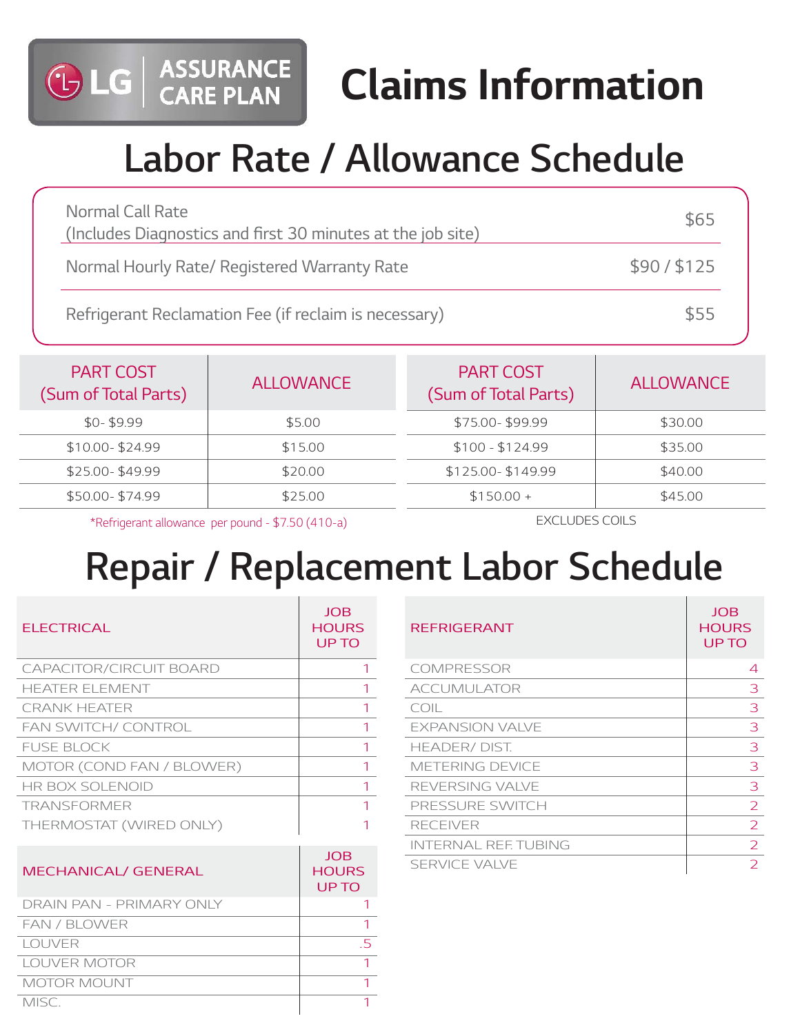LG | ASSURANCE CARE PLAN

# Claims Information

## Labor Rate / Allowance Schedule

| | |
|---|---|
| Normal Call Rate (Includes Diagnostics and first 30 minutes at the job site) | $65 |
| Normal Hourly Rate/ Registered Warranty Rate | $90 / $125 |
| Refrigerant Reclamation Fee (if reclaim is necessary) | $55 |

| PART COST (Sum of Total Parts) | ALLOWANCE |
|---|---|
| $0- $9.99 | $5.00 |
| $10.00- $24.99 | $15.00 |
| $25.00- $49.99 | $20.00 |
| $50.00- $74.99 | $25.00 |

*Refrigerant allowance per pound - $7.50 (410-a)

| PART COST (Sum of Total Parts) | ALLOWANCE |
|---|---|
| $75.00- $99.99 | $30.00 |
| $100 - $124.99 | $35.00 |
| $125.00- $149.99 | $40.00 |
| $150.00 + | $45.00 |

EXCLUDES COILS

## Repair / Replacement Labor Schedule

| ELECTRICAL | JOB HOURS UP TO |
|---|---|
| CAPACITOR/CIRCUIT BOARD | 1 |
| HEATER ELEMENT | 1 |
| CRANK HEATER | 1 |
| FAN SWITCH/ CONTROL | 1 |
| FUSE BLOCK | 1 |
| MOTOR (COND FAN / BLOWER) | 1 |
| HR BOX SOLENOID | 1 |
| TRANSFORMER | 1 |
| THERMOSTAT (WIRED ONLY) | 1 |

| MECHANICAL/ GENERAL | JOB HOURS UP TO |
|---|---|
| DRAIN PAN - PRIMARY ONLY | 1 |
| FAN / BLOWER | 1 |
| LOUVER | .5 |
| LOUVER MOTOR | 1 |
| MOTOR MOUNT | 1 |
| MISC. | 1 |

| REFRIGERANT | JOB HOURS UP TO |
|---|---|
| COMPRESSOR | 4 |
| ACCUMULATOR | 3 |
| COIL | 3 |
| EXPANSION VALVE | 3 |
| HEADER/ DIST. | 3 |
| METERING DEVICE | 3 |
| REVERSING VALVE | 3 |
| PRESSURE SWITCH | 2 |
| RECEIVER | 2 |
| INTERNAL REF. TUBING | 2 |
| SERVICE VALVE | 2 |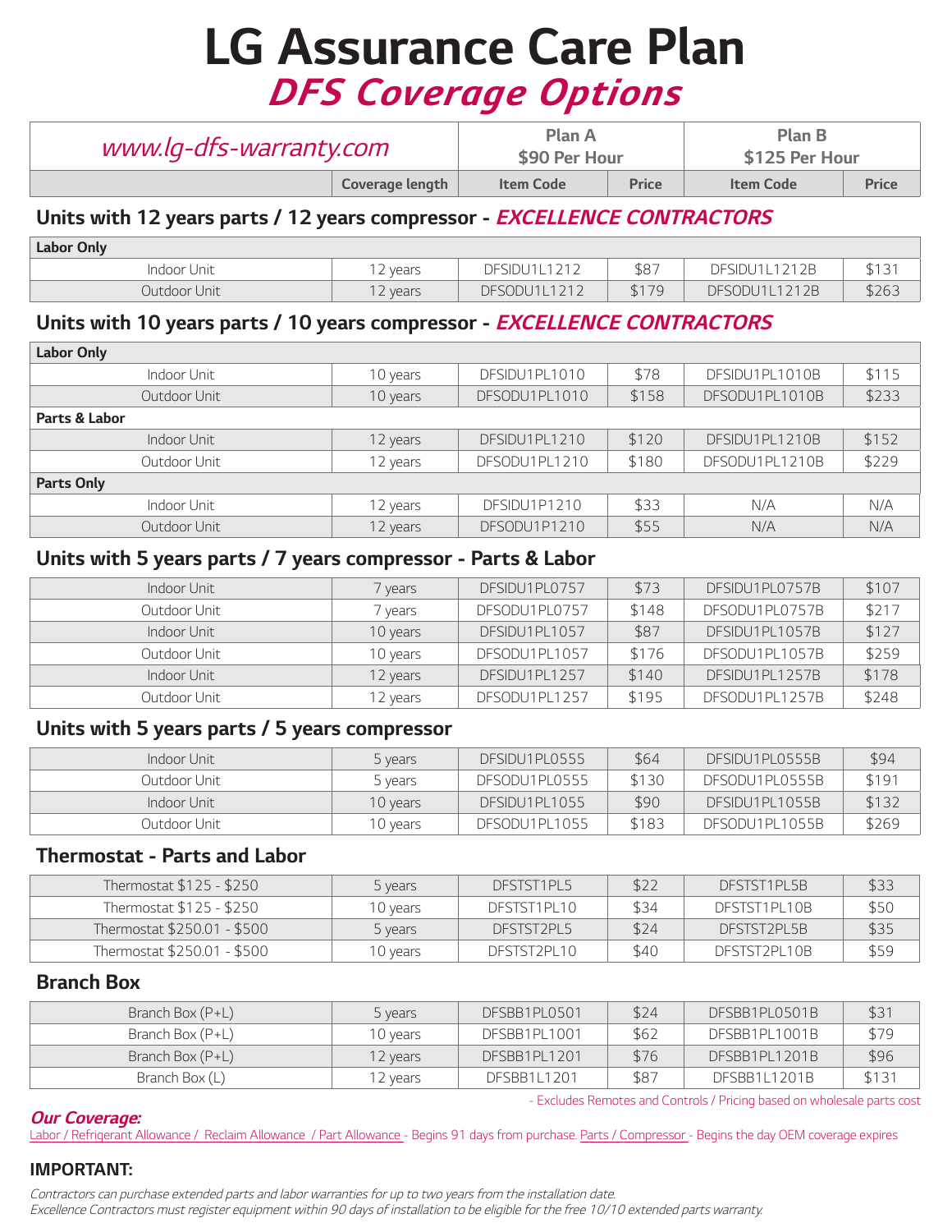# LG Assurance Care Plan

## *DFS Coverage Options*

| *www.lg-dfs-warranty.com* | | Plan A $90 Per Hour | | Plan B $125 Per Hour | |
|---|---|---|---|---|---|
| | **Coverage length** | **Item Code** | **Price** | **Item Code** | **Price** |

### Units with 12 years parts / 12 years compressor - *EXCELLENCE CONTRACTORS*

| | | | | | |
|---|---|---|---|---|---|
| **Labor Only** | | | | | |
| Indoor Unit | 12 years | DFSIDU1L1212 | $87 | DFSIDU1L1212B | $131 |
| Outdoor Unit | 12 years | DFSODU1L1212 | $179 | DFSODU1L1212B | $263 |

### Units with 10 years parts / 10 years compressor - *EXCELLENCE CONTRACTORS*

| | | | | | |
|---|---|---|---|---|---|
| **Labor Only** | | | | | |
| Indoor Unit | 10 years | DFSIDU1PL1010 | $78 | DFSIDU1PL1010B | $115 |
| Outdoor Unit | 10 years | DFSODU1PL1010 | $158 | DFSODU1PL1010B | $233 |
| **Parts & Labor** | | | | | |
| Indoor Unit | 12 years | DFSIDU1PL1210 | $120 | DFSIDU1PL1210B | $152 |
| Outdoor Unit | 12 years | DFSODU1PL1210 | $180 | DFSODU1PL1210B | $229 |
| **Parts Only** | | | | | |
| Indoor Unit | 12 years | DFSIDU1P1210 | $33 | N/A | N/A |
| Outdoor Unit | 12 years | DFSODU1P1210 | $55 | N/A | N/A |

### Units with 5 years parts / 7 years compressor - Parts & Labor

| | | | | | |
|---|---|---|---|---|---|
| Indoor Unit | 7 years | DFSIDU1PL0757 | $73 | DFSIDU1PL0757B | $107 |
| Outdoor Unit | 7 years | DFSODU1PL0757 | $148 | DFSODU1PL0757B | $217 |
| Indoor Unit | 10 years | DFSIDU1PL1057 | $87 | DFSIDU1PL1057B | $127 |
| Outdoor Unit | 10 years | DFSODU1PL1057 | $176 | DFSODU1PL1057B | $259 |
| Indoor Unit | 12 years | DFSIDU1PL1257 | $140 | DFSIDU1PL1257B | $178 |
| Outdoor Unit | 12 years | DFSODU1PL1257 | $195 | DFSODU1PL1257B | $248 |

### Units with 5 years parts / 5 years compressor

| | | | | | |
|---|---|---|---|---|---|
| Indoor Unit | 5 years | DFSIDU1PL0555 | $64 | DFSIDU1PL0555B | $94 |
| Outdoor Unit | 5 years | DFSODU1PL0555 | $130 | DFSODU1PL0555B | $191 |
| Indoor Unit | 10 years | DFSIDU1PL1055 | $90 | DFSIDU1PL1055B | $132 |
| Outdoor Unit | 10 years | DFSODU1PL1055 | $183 | DFSODU1PL1055B | $269 |

### Thermostat - Parts and Labor

| | | | | | |
|---|---|---|---|---|---|
| Thermostat $125 - $250 | 5 years | DFSTST1PL5 | $22 | DFSTST1PL5B | $33 |
| Thermostat $125 - $250 | 10 years | DFSTST1PL10 | $34 | DFSTST1PL10B | $50 |
| Thermostat $250.01 - $500 | 5 years | DFSTST2PL5 | $24 | DFSTST2PL5B | $35 |
| Thermostat $250.01 - $500 | 10 years | DFSTST2PL10 | $40 | DFSTST2PL10B | $59 |

### Branch Box

| | | | | | |
|---|---|---|---|---|---|
| Branch Box (P+L) | 5 years | DFSBB1PL0501 | $24 | DFSBB1PL0501B | $31 |
| Branch Box (P+L) | 10 years | DFSBB1PL1001 | $62 | DFSBB1PL1001B | $79 |
| Branch Box (P+L) | 12 years | DFSBB1PL1201 | $76 | DFSBB1PL1201B | $96 |
| Branch Box (L) | 12 years | DFSBB1L1201 | $87 | DFSBB1L1201B | $131 |

- Excludes Remotes and Controls / Pricing based on wholesale parts cost

***Our Coverage:***

Labor / Refrigerant Allowance / Reclaim Allowance / Part Allowance - Begins 91 days from purchase. Parts / Compressor - Begins the day OEM coverage expires

**IMPORTANT:**

*Contractors can purchase extended parts and labor warranties for up to two years from the installation date.*
*Excellence Contractors must register equipment within 90 days of installation to be eligible for the free 10/10 extended parts warranty.*